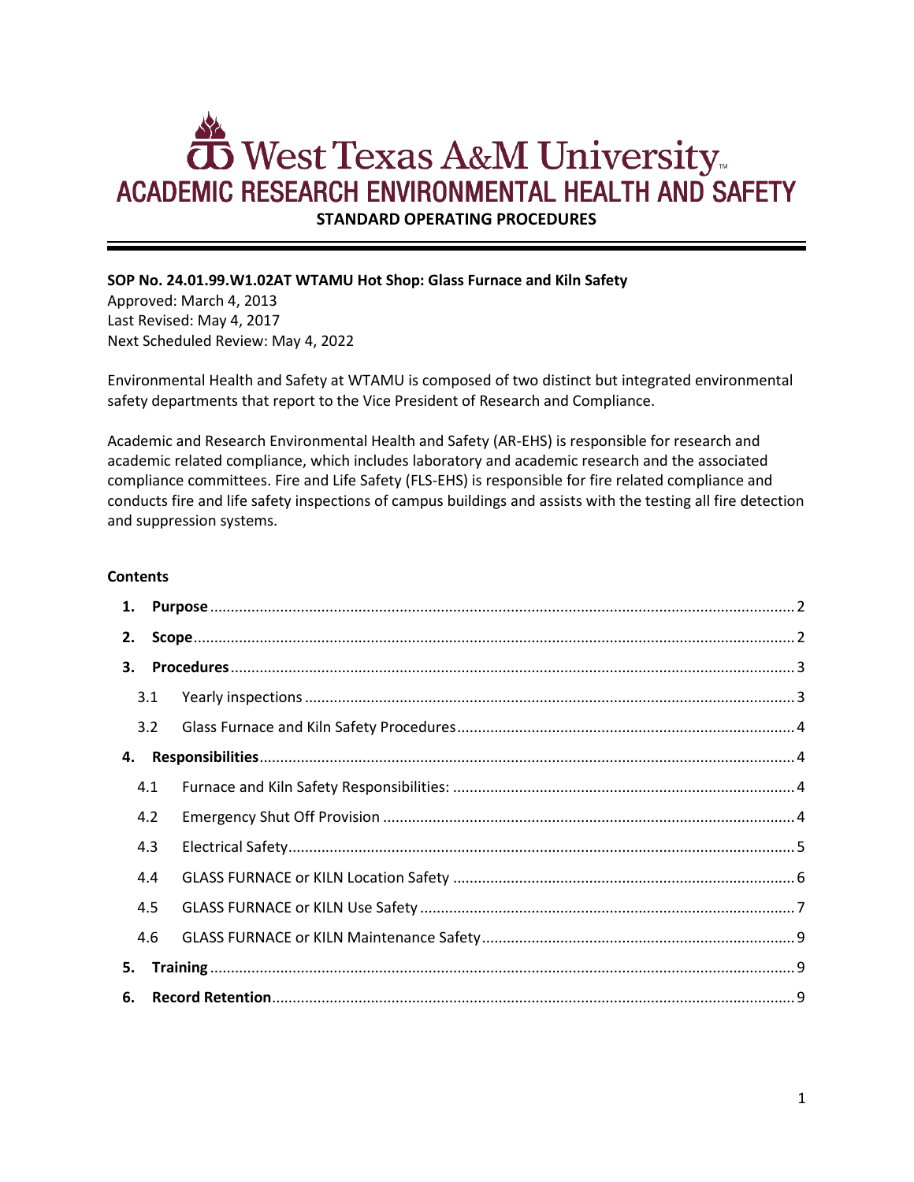# West Texas A&M University

## ACADEMIC RESEARCH ENVIRONMENTAL HEALTH AND SAFETY

**STANDARD OPERATING PROCEDURES**

---

**SOP No. 24.01.99.W1.02AT WTAMU Hot Shop: Glass Furnace and Kiln Safety**
Approved: March 4, 2013
Last Revised: May 4, 2017
Next Scheduled Review: May 4, 2022

Environmental Health and Safety at WTAMU is composed of two distinct but integrated environmental safety departments that report to the Vice President of Research and Compliance.

Academic and Research Environmental Health and Safety (AR-EHS) is responsible for research and academic related compliance, which includes laboratory and academic research and the associated compliance committees. Fire and Life Safety (FLS-EHS) is responsible for fire related compliance and conducts fire and life safety inspections of campus buildings and assists with the testing all fire detection and suppression systems.

**Contents**

1. **Purpose** ........ 2
2. **Scope** ........ 2
3. **Procedures** ........ 3
   - 3.1 Yearly inspections ........ 3
   - 3.2 Glass Furnace and Kiln Safety Procedures ........ 4
4. **Responsibilities** ........ 4
   - 4.1 Furnace and Kiln Safety Responsibilities: ........ 4
   - 4.2 Emergency Shut Off Provision ........ 4
   - 4.3 Electrical Safety ........ 5
   - 4.4 GLASS FURNACE or KILN Location Safety ........ 6
   - 4.5 GLASS FURNACE or KILN Use Safety ........ 7
   - 4.6 GLASS FURNACE or KILN Maintenance Safety ........ 9
5. **Training** ........ 9
6. **Record Retention** ........ 9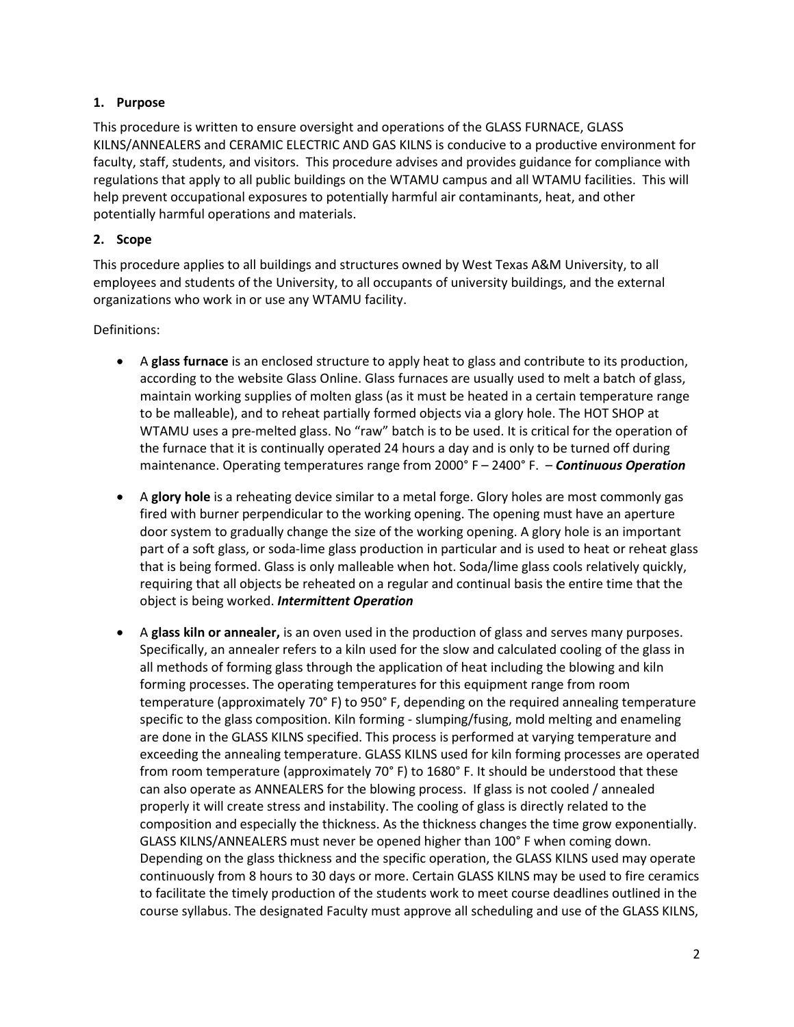## 1. Purpose

This procedure is written to ensure oversight and operations of the GLASS FURNACE, GLASS KILNS/ANNEALERS and CERAMIC ELECTRIC AND GAS KILNS is conducive to a productive environment for faculty, staff, students, and visitors. This procedure advises and provides guidance for compliance with regulations that apply to all public buildings on the WTAMU campus and all WTAMU facilities. This will help prevent occupational exposures to potentially harmful air contaminants, heat, and other potentially harmful operations and materials.

## 2. Scope

This procedure applies to all buildings and structures owned by West Texas A&M University, to all employees and students of the University, to all occupants of university buildings, and the external organizations who work in or use any WTAMU facility.

Definitions:

- A **glass furnace** is an enclosed structure to apply heat to glass and contribute to its production, according to the website Glass Online. Glass furnaces are usually used to melt a batch of glass, maintain working supplies of molten glass (as it must be heated in a certain temperature range to be malleable), and to reheat partially formed objects via a glory hole. The HOT SHOP at WTAMU uses a pre-melted glass. No "raw" batch is to be used. It is critical for the operation of the furnace that it is continually operated 24 hours a day and is only to be turned off during maintenance. Operating temperatures range from 2000° F – 2400° F. – ***Continuous Operation***

- A **glory hole** is a reheating device similar to a metal forge. Glory holes are most commonly gas fired with burner perpendicular to the working opening. The opening must have an aperture door system to gradually change the size of the working opening. A glory hole is an important part of a soft glass, or soda-lime glass production in particular and is used to heat or reheat glass that is being formed. Glass is only malleable when hot. Soda/lime glass cools relatively quickly, requiring that all objects be reheated on a regular and continual basis the entire time that the object is being worked. ***Intermittent Operation***

- A **glass kiln or annealer,** is an oven used in the production of glass and serves many purposes. Specifically, an annealer refers to a kiln used for the slow and calculated cooling of the glass in all methods of forming glass through the application of heat including the blowing and kiln forming processes. The operating temperatures for this equipment range from room temperature (approximately 70° F) to 950° F, depending on the required annealing temperature specific to the glass composition. Kiln forming - slumping/fusing, mold melting and enameling are done in the GLASS KILNS specified. This process is performed at varying temperature and exceeding the annealing temperature. GLASS KILNS used for kiln forming processes are operated from room temperature (approximately 70° F) to 1680° F. It should be understood that these can also operate as ANNEALERS for the blowing process. If glass is not cooled / annealed properly it will create stress and instability. The cooling of glass is directly related to the composition and especially the thickness. As the thickness changes the time grow exponentially. GLASS KILNS/ANNEALERS must never be opened higher than 100° F when coming down. Depending on the glass thickness and the specific operation, the GLASS KILNS used may operate continuously from 8 hours to 30 days or more. Certain GLASS KILNS may be used to fire ceramics to facilitate the timely production of the students work to meet course deadlines outlined in the course syllabus. The designated Faculty must approve all scheduling and use of the GLASS KILNS,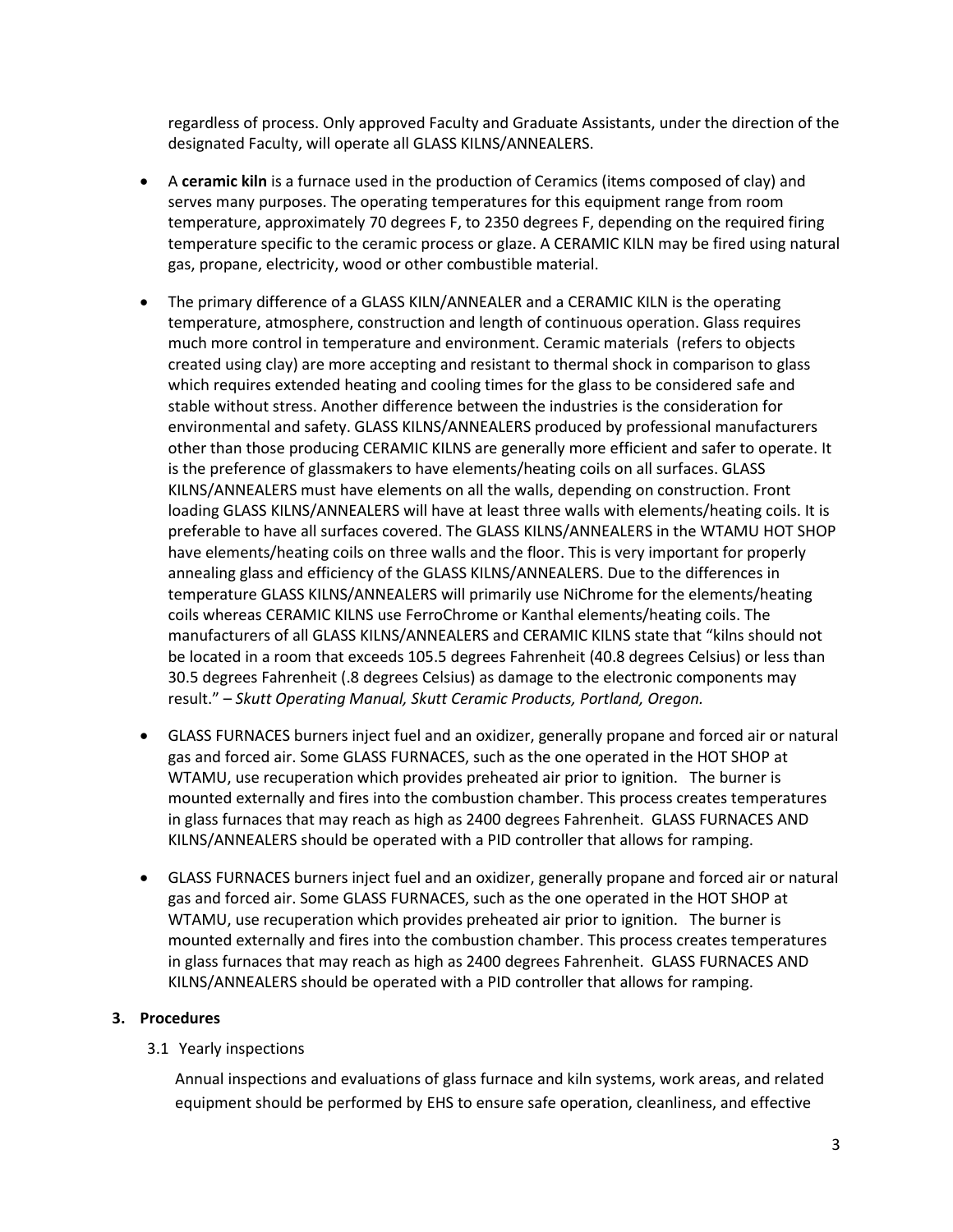regardless of process. Only approved Faculty and Graduate Assistants, under the direction of the designated Faculty, will operate all GLASS KILNS/ANNEALERS.

- A **ceramic kiln** is a furnace used in the production of Ceramics (items composed of clay) and serves many purposes. The operating temperatures for this equipment range from room temperature, approximately 70 degrees F, to 2350 degrees F, depending on the required firing temperature specific to the ceramic process or glaze. A CERAMIC KILN may be fired using natural gas, propane, electricity, wood or other combustible material.

- The primary difference of a GLASS KILN/ANNEALER and a CERAMIC KILN is the operating temperature, atmosphere, construction and length of continuous operation. Glass requires much more control in temperature and environment. Ceramic materials (refers to objects created using clay) are more accepting and resistant to thermal shock in comparison to glass which requires extended heating and cooling times for the glass to be considered safe and stable without stress. Another difference between the industries is the consideration for environmental and safety. GLASS KILNS/ANNEALERS produced by professional manufacturers other than those producing CERAMIC KILNS are generally more efficient and safer to operate. It is the preference of glassmakers to have elements/heating coils on all surfaces. GLASS KILNS/ANNEALERS must have elements on all the walls, depending on construction. Front loading GLASS KILNS/ANNEALERS will have at least three walls with elements/heating coils. It is preferable to have all surfaces covered. The GLASS KILNS/ANNEALERS in the WTAMU HOT SHOP have elements/heating coils on three walls and the floor. This is very important for properly annealing glass and efficiency of the GLASS KILNS/ANNEALERS. Due to the differences in temperature GLASS KILNS/ANNEALERS will primarily use NiChrome for the elements/heating coils whereas CERAMIC KILNS use FerroChrome or Kanthal elements/heating coils. The manufacturers of all GLASS KILNS/ANNEALERS and CERAMIC KILNS state that "kilns should not be located in a room that exceeds 105.5 degrees Fahrenheit (40.8 degrees Celsius) or less than 30.5 degrees Fahrenheit (.8 degrees Celsius) as damage to the electronic components may result." – *Skutt Operating Manual, Skutt Ceramic Products, Portland, Oregon.*

- GLASS FURNACES burners inject fuel and an oxidizer, generally propane and forced air or natural gas and forced air. Some GLASS FURNACES, such as the one operated in the HOT SHOP at WTAMU, use recuperation which provides preheated air prior to ignition. The burner is mounted externally and fires into the combustion chamber. This process creates temperatures in glass furnaces that may reach as high as 2400 degrees Fahrenheit. GLASS FURNACES AND KILNS/ANNEALERS should be operated with a PID controller that allows for ramping.

- GLASS FURNACES burners inject fuel and an oxidizer, generally propane and forced air or natural gas and forced air. Some GLASS FURNACES, such as the one operated in the HOT SHOP at WTAMU, use recuperation which provides preheated air prior to ignition. The burner is mounted externally and fires into the combustion chamber. This process creates temperatures in glass furnaces that may reach as high as 2400 degrees Fahrenheit. GLASS FURNACES AND KILNS/ANNEALERS should be operated with a PID controller that allows for ramping.

## 3. Procedures

### 3.1 Yearly inspections

Annual inspections and evaluations of glass furnace and kiln systems, work areas, and related equipment should be performed by EHS to ensure safe operation, cleanliness, and effective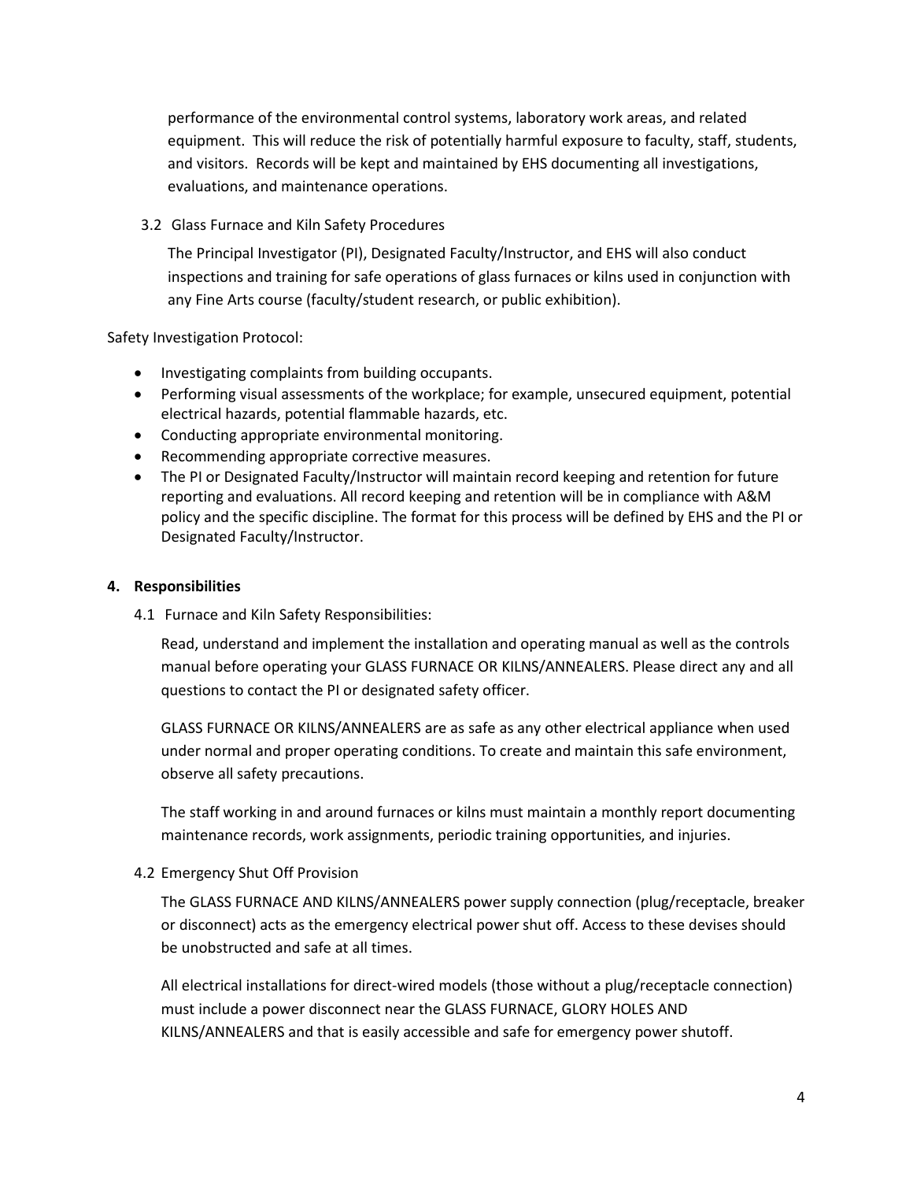performance of the environmental control systems, laboratory work areas, and related equipment. This will reduce the risk of potentially harmful exposure to faculty, staff, students, and visitors. Records will be kept and maintained by EHS documenting all investigations, evaluations, and maintenance operations.

### 3.2 Glass Furnace and Kiln Safety Procedures

The Principal Investigator (PI), Designated Faculty/Instructor, and EHS will also conduct inspections and training for safe operations of glass furnaces or kilns used in conjunction with any Fine Arts course (faculty/student research, or public exhibition).

Safety Investigation Protocol:

- Investigating complaints from building occupants.
- Performing visual assessments of the workplace; for example, unsecured equipment, potential electrical hazards, potential flammable hazards, etc.
- Conducting appropriate environmental monitoring.
- Recommending appropriate corrective measures.
- The PI or Designated Faculty/Instructor will maintain record keeping and retention for future reporting and evaluations. All record keeping and retention will be in compliance with A&M policy and the specific discipline. The format for this process will be defined by EHS and the PI or Designated Faculty/Instructor.

## 4. Responsibilities

### 4.1 Furnace and Kiln Safety Responsibilities:

Read, understand and implement the installation and operating manual as well as the controls manual before operating your GLASS FURNACE OR KILNS/ANNEALERS. Please direct any and all questions to contact the PI or designated safety officer.

GLASS FURNACE OR KILNS/ANNEALERS are as safe as any other electrical appliance when used under normal and proper operating conditions. To create and maintain this safe environment, observe all safety precautions.

The staff working in and around furnaces or kilns must maintain a monthly report documenting maintenance records, work assignments, periodic training opportunities, and injuries.

### 4.2 Emergency Shut Off Provision

The GLASS FURNACE AND KILNS/ANNEALERS power supply connection (plug/receptacle, breaker or disconnect) acts as the emergency electrical power shut off. Access to these devises should be unobstructed and safe at all times.

All electrical installations for direct-wired models (those without a plug/receptacle connection) must include a power disconnect near the GLASS FURNACE, GLORY HOLES AND KILNS/ANNEALERS and that is easily accessible and safe for emergency power shutoff.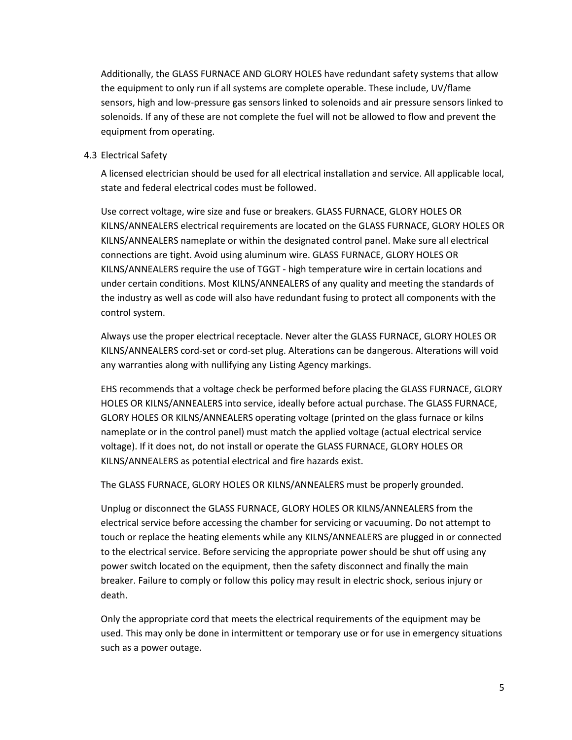Additionally, the GLASS FURNACE AND GLORY HOLES have redundant safety systems that allow the equipment to only run if all systems are complete operable. These include, UV/flame sensors, high and low-pressure gas sensors linked to solenoids and air pressure sensors linked to solenoids. If any of these are not complete the fuel will not be allowed to flow and prevent the equipment from operating.

### 4.3 Electrical Safety

A licensed electrician should be used for all electrical installation and service. All applicable local, state and federal electrical codes must be followed.

Use correct voltage, wire size and fuse or breakers. GLASS FURNACE, GLORY HOLES OR KILNS/ANNEALERS electrical requirements are located on the GLASS FURNACE, GLORY HOLES OR KILNS/ANNEALERS nameplate or within the designated control panel. Make sure all electrical connections are tight. Avoid using aluminum wire. GLASS FURNACE, GLORY HOLES OR KILNS/ANNEALERS require the use of TGGT - high temperature wire in certain locations and under certain conditions. Most KILNS/ANNEALERS of any quality and meeting the standards of the industry as well as code will also have redundant fusing to protect all components with the control system.

Always use the proper electrical receptacle. Never alter the GLASS FURNACE, GLORY HOLES OR KILNS/ANNEALERS cord-set or cord-set plug. Alterations can be dangerous. Alterations will void any warranties along with nullifying any Listing Agency markings.

EHS recommends that a voltage check be performed before placing the GLASS FURNACE, GLORY HOLES OR KILNS/ANNEALERS into service, ideally before actual purchase. The GLASS FURNACE, GLORY HOLES OR KILNS/ANNEALERS operating voltage (printed on the glass furnace or kilns nameplate or in the control panel) must match the applied voltage (actual electrical service voltage). If it does not, do not install or operate the GLASS FURNACE, GLORY HOLES OR KILNS/ANNEALERS as potential electrical and fire hazards exist.

The GLASS FURNACE, GLORY HOLES OR KILNS/ANNEALERS must be properly grounded.

Unplug or disconnect the GLASS FURNACE, GLORY HOLES OR KILNS/ANNEALERS from the electrical service before accessing the chamber for servicing or vacuuming. Do not attempt to touch or replace the heating elements while any KILNS/ANNEALERS are plugged in or connected to the electrical service. Before servicing the appropriate power should be shut off using any power switch located on the equipment, then the safety disconnect and finally the main breaker. Failure to comply or follow this policy may result in electric shock, serious injury or death.

Only the appropriate cord that meets the electrical requirements of the equipment may be used. This may only be done in intermittent or temporary use or for use in emergency situations such as a power outage.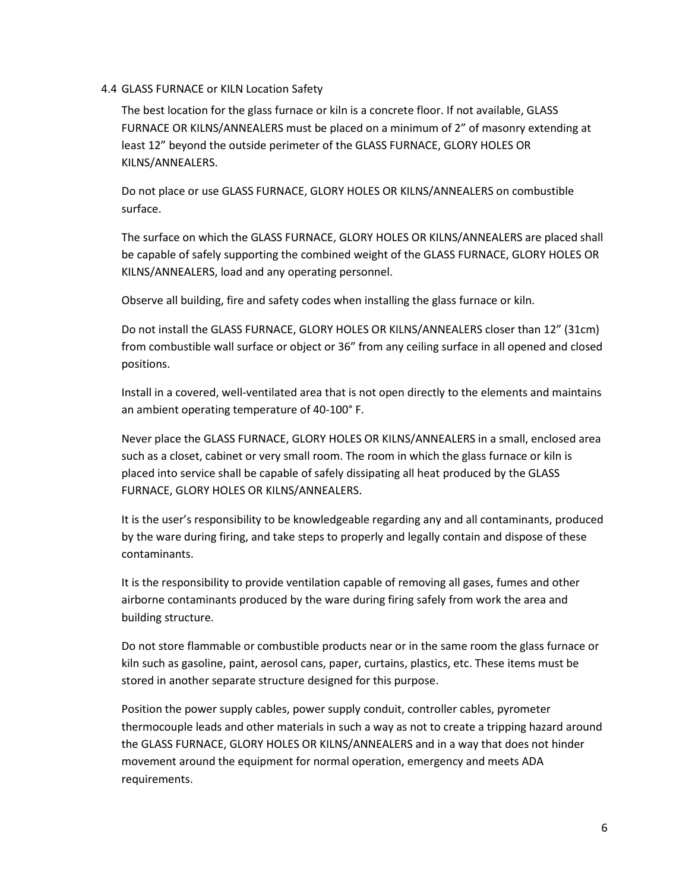## 4.4 GLASS FURNACE or KILN Location Safety

The best location for the glass furnace or kiln is a concrete floor. If not available, GLASS FURNACE OR KILNS/ANNEALERS must be placed on a minimum of 2" of masonry extending at least 12" beyond the outside perimeter of the GLASS FURNACE, GLORY HOLES OR KILNS/ANNEALERS.

Do not place or use GLASS FURNACE, GLORY HOLES OR KILNS/ANNEALERS on combustible surface.

The surface on which the GLASS FURNACE, GLORY HOLES OR KILNS/ANNEALERS are placed shall be capable of safely supporting the combined weight of the GLASS FURNACE, GLORY HOLES OR KILNS/ANNEALERS, load and any operating personnel.

Observe all building, fire and safety codes when installing the glass furnace or kiln.

Do not install the GLASS FURNACE, GLORY HOLES OR KILNS/ANNEALERS closer than 12" (31cm) from combustible wall surface or object or 36" from any ceiling surface in all opened and closed positions.

Install in a covered, well-ventilated area that is not open directly to the elements and maintains an ambient operating temperature of 40-100° F.

Never place the GLASS FURNACE, GLORY HOLES OR KILNS/ANNEALERS in a small, enclosed area such as a closet, cabinet or very small room. The room in which the glass furnace or kiln is placed into service shall be capable of safely dissipating all heat produced by the GLASS FURNACE, GLORY HOLES OR KILNS/ANNEALERS.

It is the user's responsibility to be knowledgeable regarding any and all contaminants, produced by the ware during firing, and take steps to properly and legally contain and dispose of these contaminants.

It is the responsibility to provide ventilation capable of removing all gases, fumes and other airborne contaminants produced by the ware during firing safely from work the area and building structure.

Do not store flammable or combustible products near or in the same room the glass furnace or kiln such as gasoline, paint, aerosol cans, paper, curtains, plastics, etc. These items must be stored in another separate structure designed for this purpose.

Position the power supply cables, power supply conduit, controller cables, pyrometer thermocouple leads and other materials in such a way as not to create a tripping hazard around the GLASS FURNACE, GLORY HOLES OR KILNS/ANNEALERS and in a way that does not hinder movement around the equipment for normal operation, emergency and meets ADA requirements.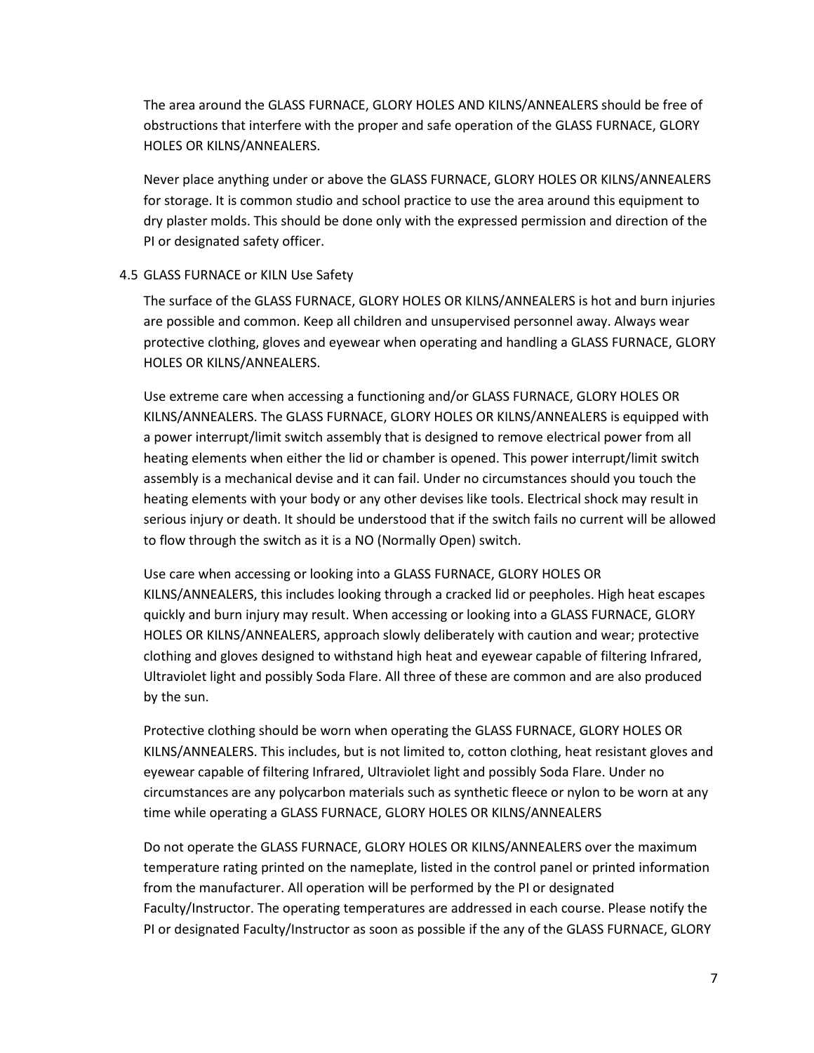The area around the GLASS FURNACE, GLORY HOLES AND KILNS/ANNEALERS should be free of obstructions that interfere with the proper and safe operation of the GLASS FURNACE, GLORY HOLES OR KILNS/ANNEALERS.

Never place anything under or above the GLASS FURNACE, GLORY HOLES OR KILNS/ANNEALERS for storage. It is common studio and school practice to use the area around this equipment to dry plaster molds. This should be done only with the expressed permission and direction of the PI or designated safety officer.

4.5 GLASS FURNACE or KILN Use Safety

The surface of the GLASS FURNACE, GLORY HOLES OR KILNS/ANNEALERS is hot and burn injuries are possible and common. Keep all children and unsupervised personnel away. Always wear protective clothing, gloves and eyewear when operating and handling a GLASS FURNACE, GLORY HOLES OR KILNS/ANNEALERS.

Use extreme care when accessing a functioning and/or GLASS FURNACE, GLORY HOLES OR KILNS/ANNEALERS. The GLASS FURNACE, GLORY HOLES OR KILNS/ANNEALERS is equipped with a power interrupt/limit switch assembly that is designed to remove electrical power from all heating elements when either the lid or chamber is opened. This power interrupt/limit switch assembly is a mechanical devise and it can fail. Under no circumstances should you touch the heating elements with your body or any other devises like tools. Electrical shock may result in serious injury or death. It should be understood that if the switch fails no current will be allowed to flow through the switch as it is a NO (Normally Open) switch.

Use care when accessing or looking into a GLASS FURNACE, GLORY HOLES OR KILNS/ANNEALERS, this includes looking through a cracked lid or peepholes. High heat escapes quickly and burn injury may result. When accessing or looking into a GLASS FURNACE, GLORY HOLES OR KILNS/ANNEALERS, approach slowly deliberately with caution and wear; protective clothing and gloves designed to withstand high heat and eyewear capable of filtering Infrared, Ultraviolet light and possibly Soda Flare. All three of these are common and are also produced by the sun.

Protective clothing should be worn when operating the GLASS FURNACE, GLORY HOLES OR KILNS/ANNEALERS. This includes, but is not limited to, cotton clothing, heat resistant gloves and eyewear capable of filtering Infrared, Ultraviolet light and possibly Soda Flare. Under no circumstances are any polycarbon materials such as synthetic fleece or nylon to be worn at any time while operating a GLASS FURNACE, GLORY HOLES OR KILNS/ANNEALERS

Do not operate the GLASS FURNACE, GLORY HOLES OR KILNS/ANNEALERS over the maximum temperature rating printed on the nameplate, listed in the control panel or printed information from the manufacturer. All operation will be performed by the PI or designated Faculty/Instructor. The operating temperatures are addressed in each course. Please notify the PI or designated Faculty/Instructor as soon as possible if the any of the GLASS FURNACE, GLORY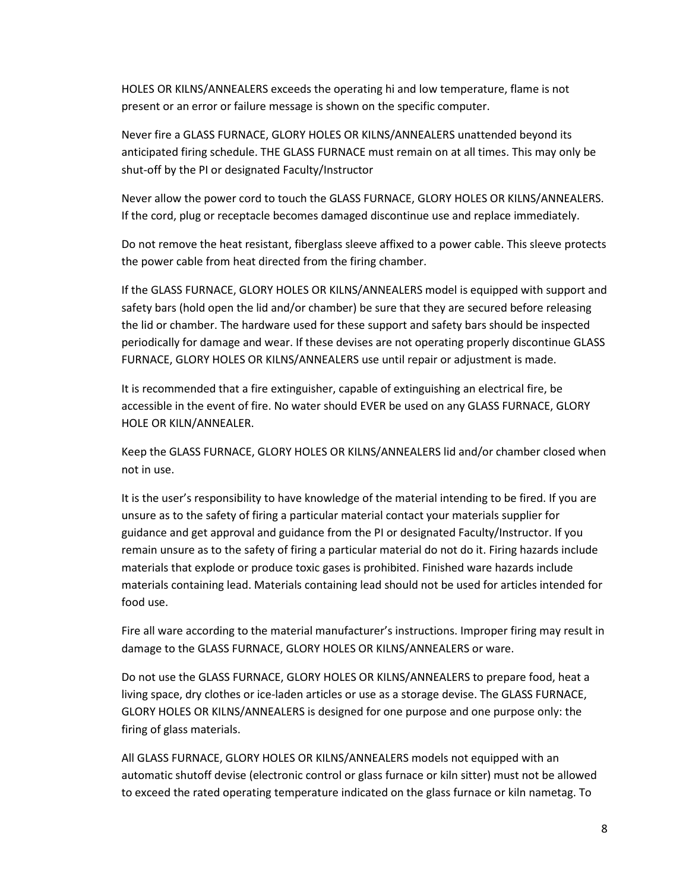HOLES OR KILNS/ANNEALERS exceeds the operating hi and low temperature, flame is not present or an error or failure message is shown on the specific computer.

Never fire a GLASS FURNACE, GLORY HOLES OR KILNS/ANNEALERS unattended beyond its anticipated firing schedule. THE GLASS FURNACE must remain on at all times. This may only be shut-off by the PI or designated Faculty/Instructor

Never allow the power cord to touch the GLASS FURNACE, GLORY HOLES OR KILNS/ANNEALERS. If the cord, plug or receptacle becomes damaged discontinue use and replace immediately.

Do not remove the heat resistant, fiberglass sleeve affixed to a power cable. This sleeve protects the power cable from heat directed from the firing chamber.

If the GLASS FURNACE, GLORY HOLES OR KILNS/ANNEALERS model is equipped with support and safety bars (hold open the lid and/or chamber) be sure that they are secured before releasing the lid or chamber. The hardware used for these support and safety bars should be inspected periodically for damage and wear. If these devises are not operating properly discontinue GLASS FURNACE, GLORY HOLES OR KILNS/ANNEALERS use until repair or adjustment is made.

It is recommended that a fire extinguisher, capable of extinguishing an electrical fire, be accessible in the event of fire. No water should EVER be used on any GLASS FURNACE, GLORY HOLE OR KILN/ANNEALER.

Keep the GLASS FURNACE, GLORY HOLES OR KILNS/ANNEALERS lid and/or chamber closed when not in use.

It is the user's responsibility to have knowledge of the material intending to be fired. If you are unsure as to the safety of firing a particular material contact your materials supplier for guidance and get approval and guidance from the PI or designated Faculty/Instructor. If you remain unsure as to the safety of firing a particular material do not do it. Firing hazards include materials that explode or produce toxic gases is prohibited. Finished ware hazards include materials containing lead. Materials containing lead should not be used for articles intended for food use.

Fire all ware according to the material manufacturer's instructions. Improper firing may result in damage to the GLASS FURNACE, GLORY HOLES OR KILNS/ANNEALERS or ware.

Do not use the GLASS FURNACE, GLORY HOLES OR KILNS/ANNEALERS to prepare food, heat a living space, dry clothes or ice-laden articles or use as a storage devise. The GLASS FURNACE, GLORY HOLES OR KILNS/ANNEALERS is designed for one purpose and one purpose only: the firing of glass materials.

All GLASS FURNACE, GLORY HOLES OR KILNS/ANNEALERS models not equipped with an automatic shutoff devise (electronic control or glass furnace or kiln sitter) must not be allowed to exceed the rated operating temperature indicated on the glass furnace or kiln nametag. To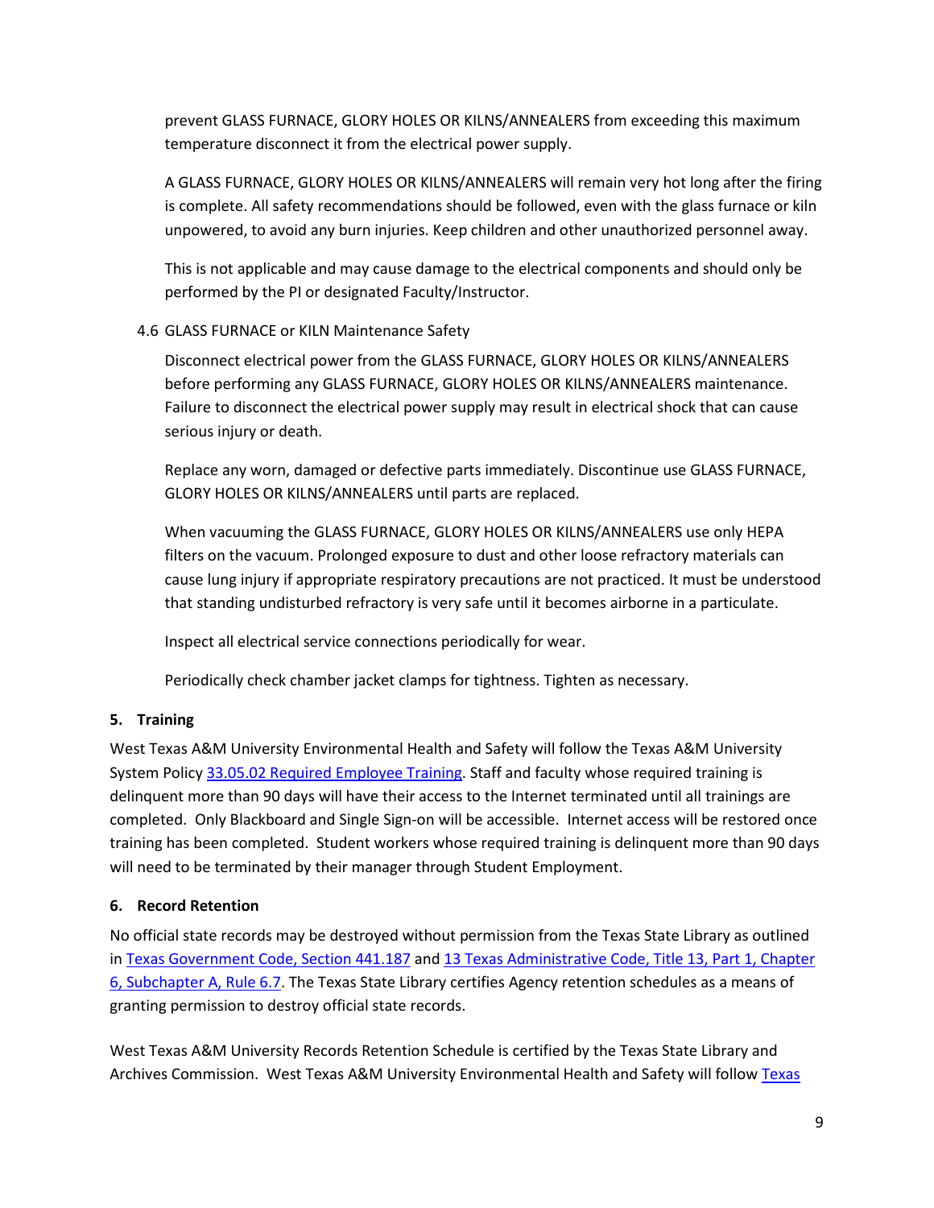prevent GLASS FURNACE, GLORY HOLES OR KILNS/ANNEALERS from exceeding this maximum temperature disconnect it from the electrical power supply.

A GLASS FURNACE, GLORY HOLES OR KILNS/ANNEALERS will remain very hot long after the firing is complete. All safety recommendations should be followed, even with the glass furnace or kiln unpowered, to avoid any burn injuries. Keep children and other unauthorized personnel away.

This is not applicable and may cause damage to the electrical components and should only be performed by the PI or designated Faculty/Instructor.

4.6 GLASS FURNACE or KILN Maintenance Safety

Disconnect electrical power from the GLASS FURNACE, GLORY HOLES OR KILNS/ANNEALERS before performing any GLASS FURNACE, GLORY HOLES OR KILNS/ANNEALERS maintenance. Failure to disconnect the electrical power supply may result in electrical shock that can cause serious injury or death.

Replace any worn, damaged or defective parts immediately. Discontinue use GLASS FURNACE, GLORY HOLES OR KILNS/ANNEALERS until parts are replaced.

When vacuuming the GLASS FURNACE, GLORY HOLES OR KILNS/ANNEALERS use only HEPA filters on the vacuum. Prolonged exposure to dust and other loose refractory materials can cause lung injury if appropriate respiratory precautions are not practiced. It must be understood that standing undisturbed refractory is very safe until it becomes airborne in a particulate.

Inspect all electrical service connections periodically for wear.

Periodically check chamber jacket clamps for tightness. Tighten as necessary.

## 5. Training

West Texas A&M University Environmental Health and Safety will follow the Texas A&M University System Policy 33.05.02 Required Employee Training. Staff and faculty whose required training is delinquent more than 90 days will have their access to the Internet terminated until all trainings are completed. Only Blackboard and Single Sign-on will be accessible. Internet access will be restored once training has been completed. Student workers whose required training is delinquent more than 90 days will need to be terminated by their manager through Student Employment.

## 6. Record Retention

No official state records may be destroyed without permission from the Texas State Library as outlined in Texas Government Code, Section 441.187 and 13 Texas Administrative Code, Title 13, Part 1, Chapter 6, Subchapter A, Rule 6.7. The Texas State Library certifies Agency retention schedules as a means of granting permission to destroy official state records.

West Texas A&M University Records Retention Schedule is certified by the Texas State Library and Archives Commission. West Texas A&M University Environmental Health and Safety will follow Texas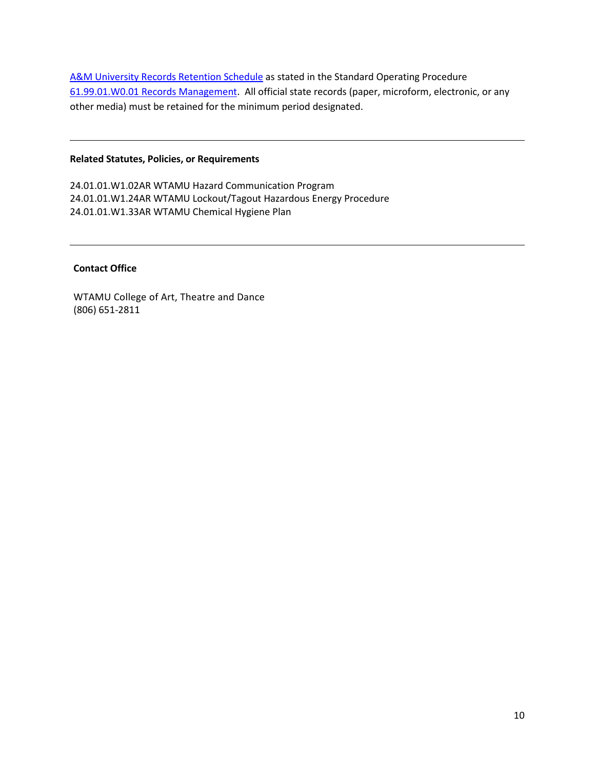A&M University Records Retention Schedule as stated in the Standard Operating Procedure 61.99.01.W0.01 Records Management. All official state records (paper, microform, electronic, or any other media) must be retained for the minimum period designated.

---

**Related Statutes, Policies, or Requirements**

24.01.01.W1.02AR WTAMU Hazard Communication Program
24.01.01.W1.24AR WTAMU Lockout/Tagout Hazardous Energy Procedure
24.01.01.W1.33AR WTAMU Chemical Hygiene Plan

---

**Contact Office**

WTAMU College of Art, Theatre and Dance
(806) 651-2811